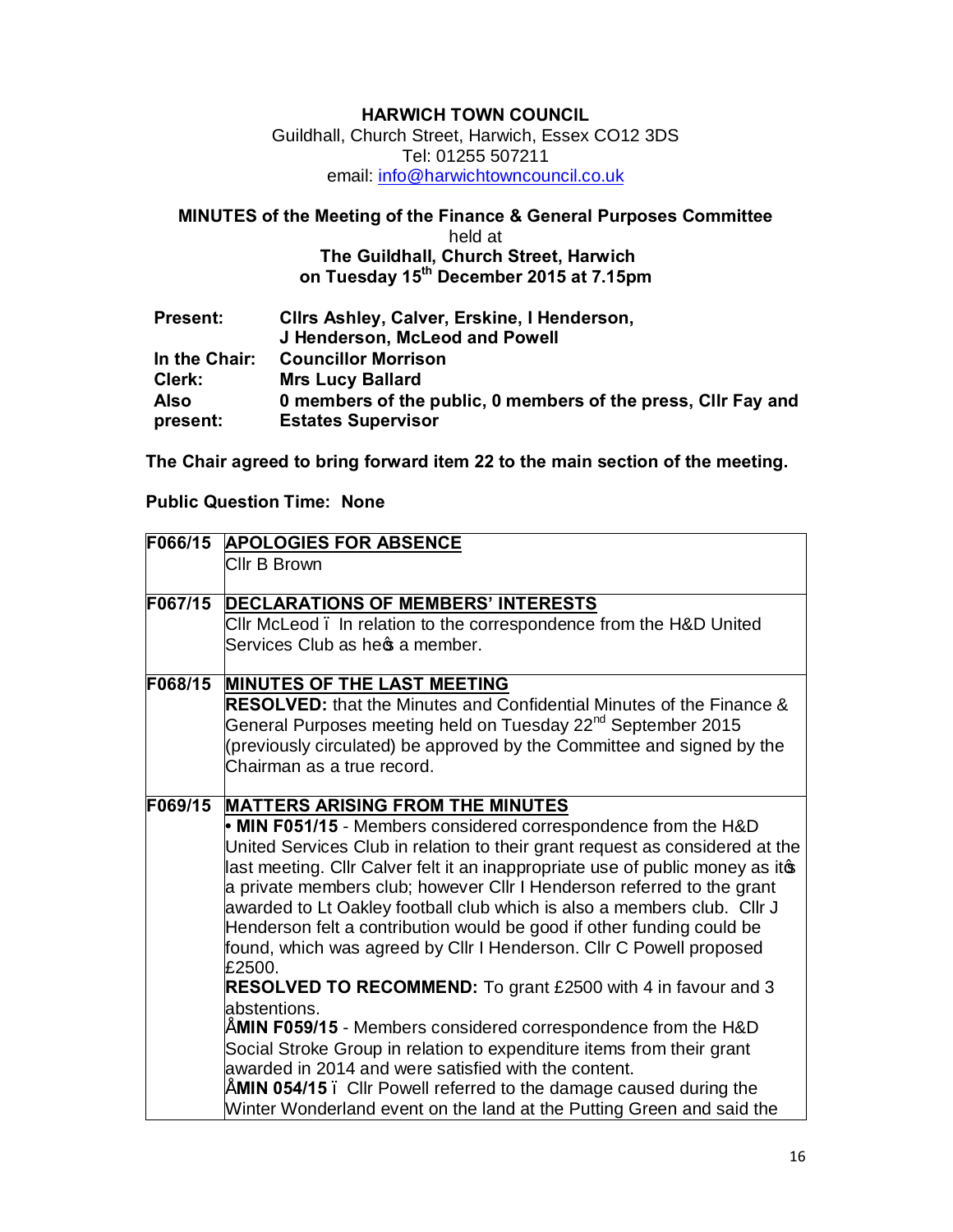**HARWICH TOWN COUNCIL**
Guildhall, Church Street, Harwich, Essex CO12 3DS
Tel: 01255 507211
email: info@harwichtowncouncil.co.uk

**MINUTES of the Meeting of the Finance & General Purposes Committee**
held at
**The Guildhall, Church Street, Harwich**
**on Tuesday 15th December 2015 at 7.15pm**

| | |
|---|---|
| **Present:** | **Cllrs Ashley, Calver, Erskine, I Henderson, J Henderson, McLeod and Powell** |
| **In the Chair:** | **Councillor Morrison** |
| **Clerk:** | **Mrs Lucy Ballard** |
| **Also present:** | **0 members of the public, 0 members of the press, Cllr Fay and Estates Supervisor** |

**The Chair agreed to bring forward item 22 to the main section of the meeting.**

**Public Question Time: None**

| | |
|---|---|
| **F066/15** | **APOLOGIES FOR ABSENCE**<br>Cllr B Brown |
| **F067/15** | **DECLARATIONS OF MEMBERS' INTERESTS**<br>Cllr McLeod – In relation to the correspondence from the H&D United Services Club as he's a member. |
| **F068/15** | **MINUTES OF THE LAST MEETING**<br>**RESOLVED:** that the Minutes and Confidential Minutes of the Finance & General Purposes meeting held on Tuesday 22nd September 2015 (previously circulated) be approved by the Committee and signed by the Chairman as a true record. |
| **F069/15** | **MATTERS ARISING FROM THE MINUTES**<br>• **MIN F051/15** - Members considered correspondence from the H&D United Services Club in relation to their grant request as considered at the last meeting. Cllr Calver felt it an inappropriate use of public money as it's a private members club; however Cllr I Henderson referred to the grant awarded to Lt Oakley football club which is also a members club. Cllr J Henderson felt a contribution would be good if other funding could be found, which was agreed by Cllr I Henderson. Cllr C Powell proposed £2500.<br>**RESOLVED TO RECOMMEND:** To grant £2500 with 4 in favour and 3 abstentions.<br>• **MIN F059/15** - Members considered correspondence from the H&D Social Stroke Group in relation to expenditure items from their grant awarded in 2014 and were satisfied with the content.<br>• **MIN 054/15** – Cllr Powell referred to the damage caused during the Winter Wonderland event on the land at the Putting Green and said the |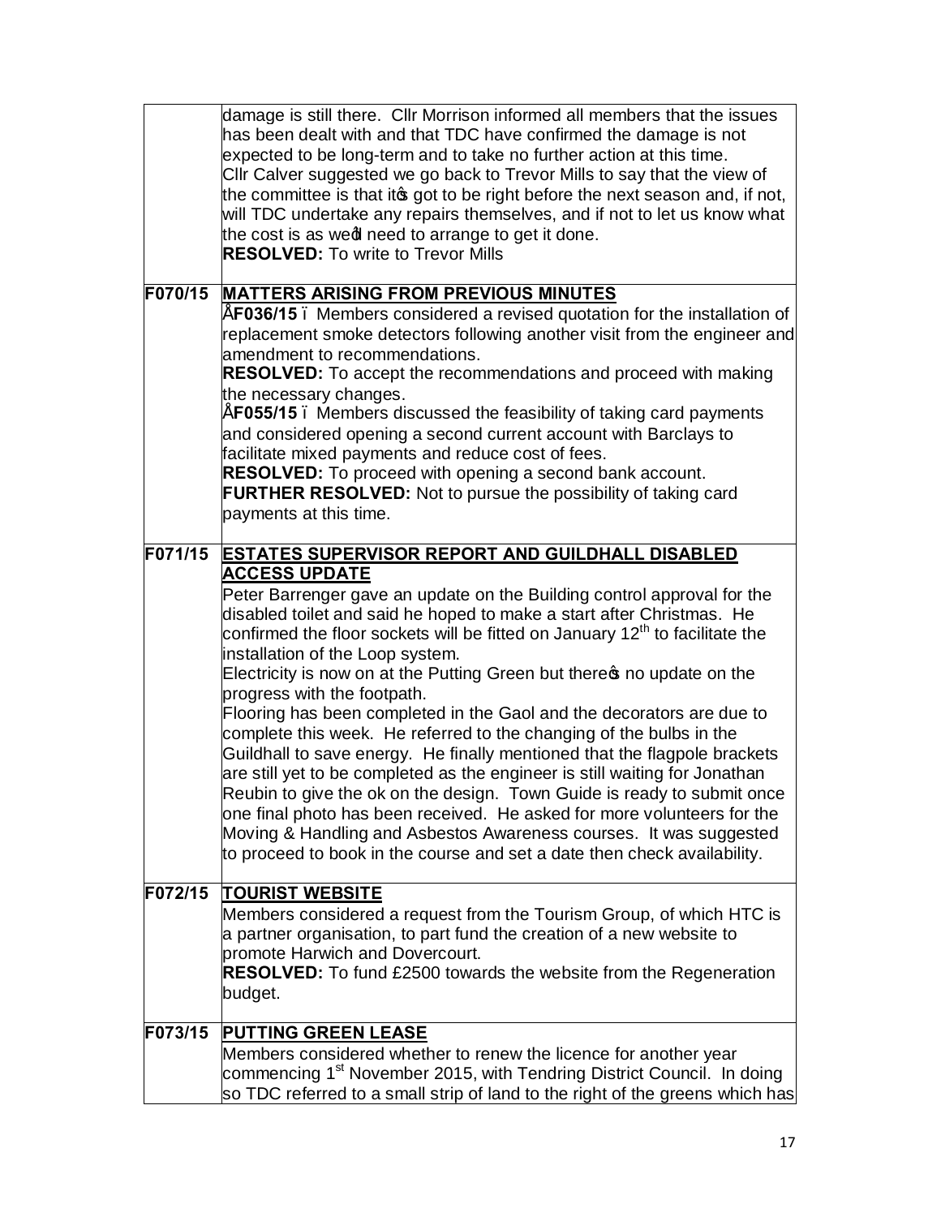| | |
|---|---|
| | damage is still there. Cllr Morrison informed all members that the issues has been dealt with and that TDC have confirmed the damage is not expected to be long-term and to take no further action at this time.<br>Cllr Calver suggested we go back to Trevor Mills to say that the view of the committee is that it's got to be right before the next season and, if not, will TDC undertake any repairs themselves, and if not to let us know what the cost is as we'd need to arrange to get it done.<br>**RESOLVED:** To write to Trevor Mills |
| **F070/15** | **MATTERS ARISING FROM PREVIOUS MINUTES**<br>• **F036/15** – Members considered a revised quotation for the installation of replacement smoke detectors following another visit from the engineer and amendment to recommendations.<br>**RESOLVED:** To accept the recommendations and proceed with making the necessary changes.<br>• **F055/15** – Members discussed the feasibility of taking card payments and considered opening a second current account with Barclays to facilitate mixed payments and reduce cost of fees.<br>**RESOLVED:** To proceed with opening a second bank account.<br>**FURTHER RESOLVED:** Not to pursue the possibility of taking card payments at this time. |
| **F071/15** | **ESTATES SUPERVISOR REPORT AND GUILDHALL DISABLED ACCESS UPDATE**<br>Peter Barrenger gave an update on the Building control approval for the disabled toilet and said he hoped to make a start after Christmas. He confirmed the floor sockets will be fitted on January 12th to facilitate the installation of the Loop system.<br>Electricity is now on at the Putting Green but there's no update on the progress with the footpath.<br>Flooring has been completed in the Gaol and the decorators are due to complete this week. He referred to the changing of the bulbs in the Guildhall to save energy. He finally mentioned that the flagpole brackets are still yet to be completed as the engineer is still waiting for Jonathan Reubin to give the ok on the design. Town Guide is ready to submit once one final photo has been received. He asked for more volunteers for the Moving & Handling and Asbestos Awareness courses. It was suggested to proceed to book in the course and set a date then check availability. |
| **F072/15** | **TOURIST WEBSITE**<br>Members considered a request from the Tourism Group, of which HTC is a partner organisation, to part fund the creation of a new website to promote Harwich and Dovercourt.<br>**RESOLVED:** To fund £2500 towards the website from the Regeneration budget. |
| **F073/15** | **PUTTING GREEN LEASE**<br>Members considered whether to renew the licence for another year commencing 1st November 2015, with Tendring District Council. In doing so TDC referred to a small strip of land to the right of the greens which has |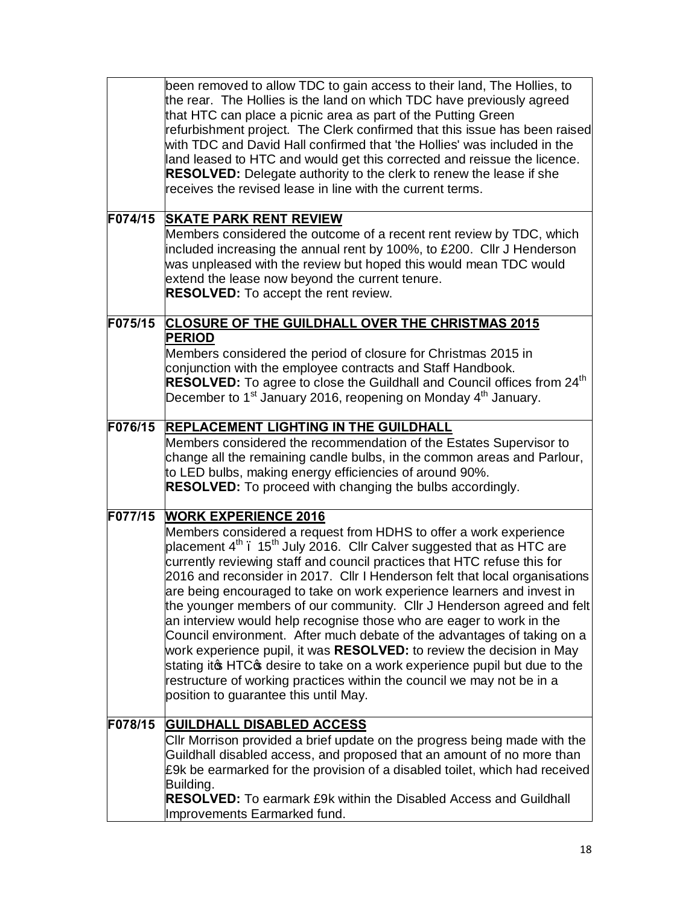| | |
|---|---|
| | been removed to allow TDC to gain access to their land, The Hollies, to the rear. The Hollies is the land on which TDC have previously agreed that HTC can place a picnic area as part of the Putting Green refurbishment project. The Clerk confirmed that this issue has been raised with TDC and David Hall confirmed that 'the Hollies' was included in the land leased to HTC and would get this corrected and reissue the licence.<br>**RESOLVED:** Delegate authority to the clerk to renew the lease if she receives the revised lease in line with the current terms. |
| **F074/15** | **<u>SKATE PARK RENT REVIEW</u>**<br>Members considered the outcome of a recent rent review by TDC, which included increasing the annual rent by 100%, to £200. Cllr J Henderson was unpleased with the review but hoped this would mean TDC would extend the lease now beyond the current tenure.<br>**RESOLVED:** To accept the rent review. |
| **F075/15** | **<u>CLOSURE OF THE GUILDHALL OVER THE CHRISTMAS 2015 PERIOD</u>**<br>Members considered the period of closure for Christmas 2015 in conjunction with the employee contracts and Staff Handbook.<br>**RESOLVED:** To agree to close the Guildhall and Council offices from 24th December to 1st January 2016, reopening on Monday 4th January. |
| **F076/15** | **<u>REPLACEMENT LIGHTING IN THE GUILDHALL</u>**<br>Members considered the recommendation of the Estates Supervisor to change all the remaining candle bulbs, in the common areas and Parlour, to LED bulbs, making energy efficiencies of around 90%.<br>**RESOLVED:** To proceed with changing the bulbs accordingly. |
| **F077/15** | **<u>WORK EXPERIENCE 2016</u>**<br>Members considered a request from HDHS to offer a work experience placement 4th – 15th July 2016. Cllr Calver suggested that as HTC are currently reviewing staff and council practices that HTC refuse this for 2016 and reconsider in 2017. Cllr I Henderson felt that local organisations are being encouraged to take on work experience learners and invest in the younger members of our community. Cllr J Henderson agreed and felt an interview would help recognise those who are eager to work in the Council environment. After much debate of the advantages of taking on a work experience pupil, it was **RESOLVED:** to review the decision in May stating it's HTC's desire to take on a work experience pupil but due to the restructure of working practices within the council we may not be in a position to guarantee this until May. |
| **F078/15** | **<u>GUILDHALL DISABLED ACCESS</u>**<br>Cllr Morrison provided a brief update on the progress being made with the Guildhall disabled access, and proposed that an amount of no more than £9k be earmarked for the provision of a disabled toilet, which had received Building.<br>**RESOLVED:** To earmark £9k within the Disabled Access and Guildhall Improvements Earmarked fund. |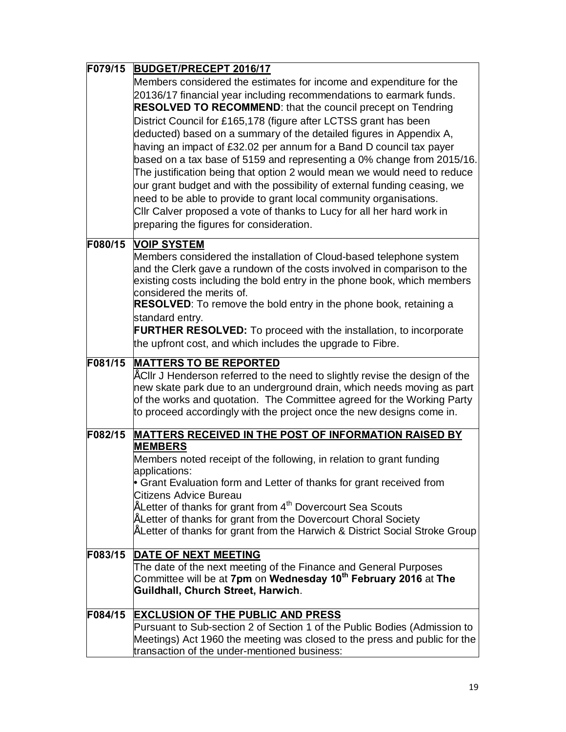| | |
|---|---|
| **F079/15** | **BUDGET/PRECEPT 2016/17**<br>Members considered the estimates for income and expenditure for the 20136/17 financial year including recommendations to earmark funds.<br>**RESOLVED TO RECOMMEND**: that the council precept on Tendring District Council for £165,178 (figure after LCTSS grant has been deducted) based on a summary of the detailed figures in Appendix A, having an impact of £32.02 per annum for a Band D council tax payer based on a tax base of 5159 and representing a 0% change from 2015/16. The justification being that option 2 would mean we would need to reduce our grant budget and with the possibility of external funding ceasing, we need to be able to provide to grant local community organisations.<br>Cllr Calver proposed a vote of thanks to Lucy for all her hard work in preparing the figures for consideration. |
| **F080/15** | **VOIP SYSTEM**<br>Members considered the installation of Cloud-based telephone system and the Clerk gave a rundown of the costs involved in comparison to the existing costs including the bold entry in the phone book, which members considered the merits of.<br>**RESOLVED**: To remove the bold entry in the phone book, retaining a standard entry.<br>**FURTHER RESOLVED:** To proceed with the installation, to incorporate the upfront cost, and which includes the upgrade to Fibre. |
| **F081/15** | **MATTERS TO BE REPORTED**<br>ÅCllr J Henderson referred to the need to slightly revise the design of the new skate park due to an underground drain, which needs moving as part of the works and quotation. The Committee agreed for the Working Party to proceed accordingly with the project once the new designs come in. |
| **F082/15** | **MATTERS RECEIVED IN THE POST OF INFORMATION RAISED BY MEMBERS**<br>Members noted receipt of the following, in relation to grant funding applications:<br>• Grant Evaluation form and Letter of thanks for grant received from Citizens Advice Bureau<br>ÅLetter of thanks for grant from 4th Dovercourt Sea Scouts<br>ÅLetter of thanks for grant from the Dovercourt Choral Society<br>ÅLetter of thanks for grant from the Harwich & District Social Stroke Group |
| **F083/15** | **DATE OF NEXT MEETING**<br>The date of the next meeting of the Finance and General Purposes Committee will be at **7pm** on **Wednesday 10th February 2016** at **The Guildhall, Church Street, Harwich**. |
| **F084/15** | **EXCLUSION OF THE PUBLIC AND PRESS**<br>Pursuant to Sub-section 2 of Section 1 of the Public Bodies (Admission to Meetings) Act 1960 the meeting was closed to the press and public for the transaction of the under-mentioned business: |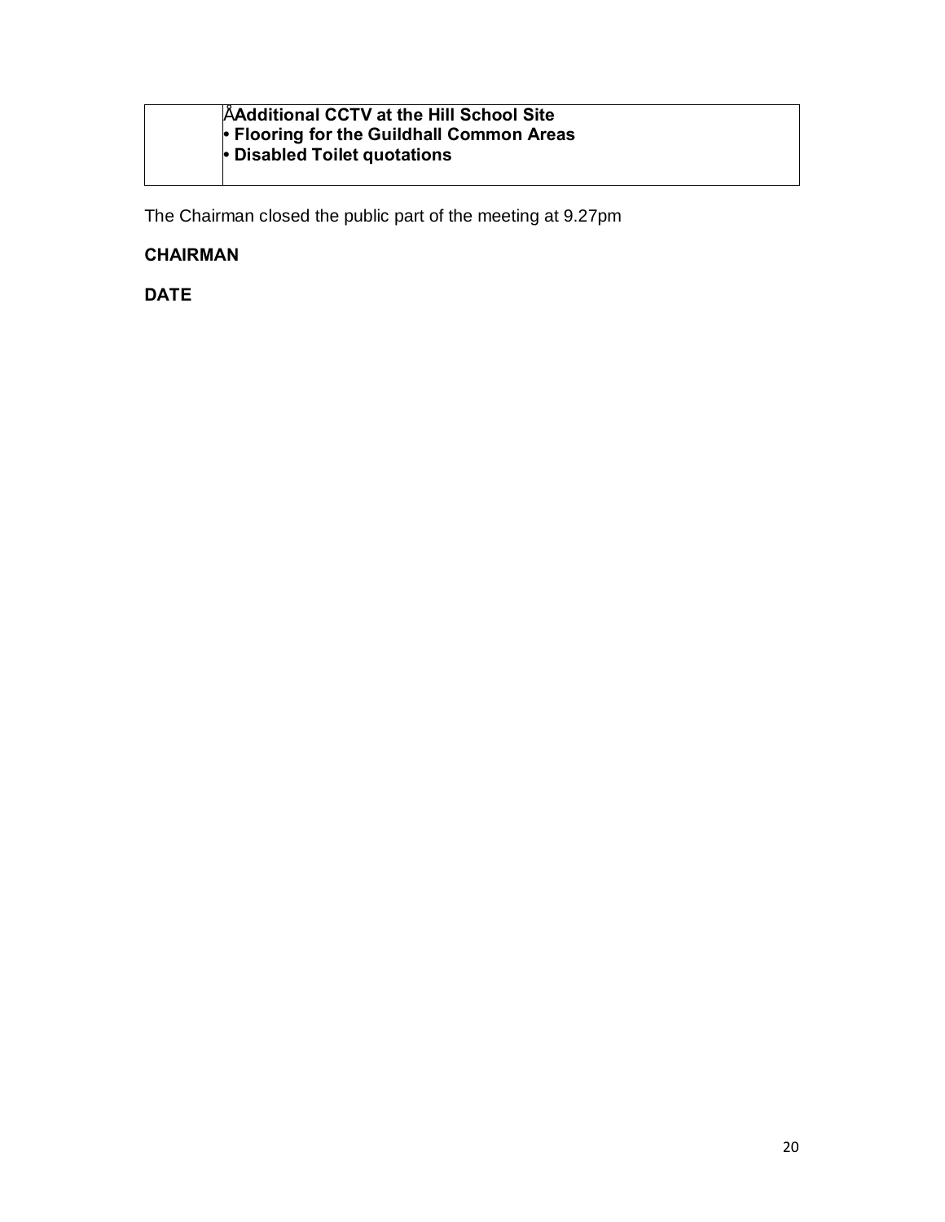| | |
|---|---|
| | **ÅAdditional CCTV at the Hill School Site**<br>**• Flooring for the Guildhall Common Areas**<br>**• Disabled Toilet quotations** |

The Chairman closed the public part of the meeting at 9.27pm

**CHAIRMAN**

**DATE**